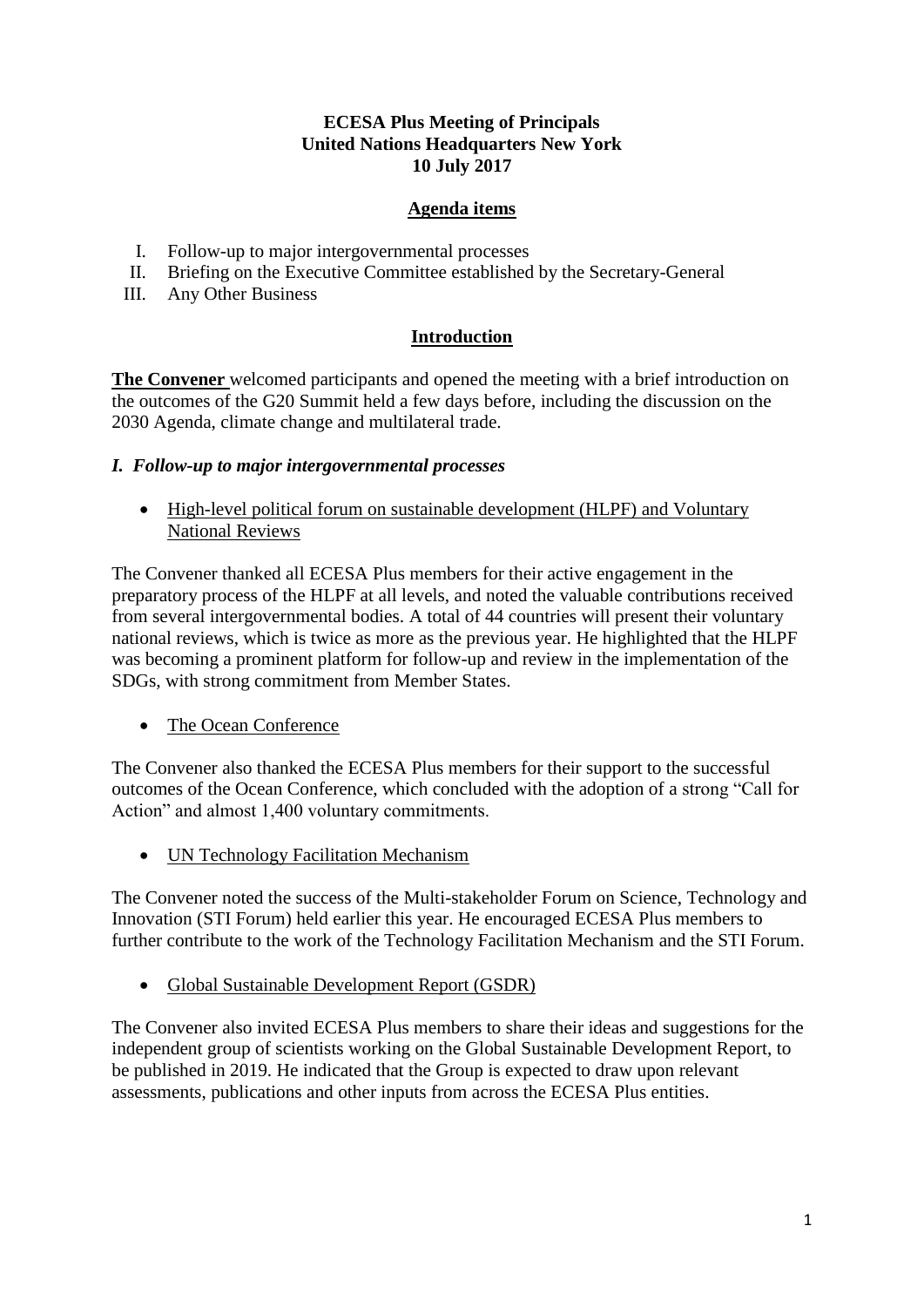**ECESA Plus Meeting of Principals**
**United Nations Headquarters New York**
**10 July 2017**

## Agenda items

I. Follow-up to major intergovernmental processes
II. Briefing on the Executive Committee established by the Secretary-General
III. Any Other Business

## Introduction

**The Convener** welcomed participants and opened the meeting with a brief introduction on the outcomes of the G20 Summit held a few days before, including the discussion on the 2030 Agenda, climate change and multilateral trade.

### *I. Follow-up to major intergovernmental processes*

- High-level political forum on sustainable development (HLPF) and Voluntary National Reviews

The Convener thanked all ECESA Plus members for their active engagement in the preparatory process of the HLPF at all levels, and noted the valuable contributions received from several intergovernmental bodies. A total of 44 countries will present their voluntary national reviews, which is twice as more as the previous year. He highlighted that the HLPF was becoming a prominent platform for follow-up and review in the implementation of the SDGs, with strong commitment from Member States.

- The Ocean Conference

The Convener also thanked the ECESA Plus members for their support to the successful outcomes of the Ocean Conference, which concluded with the adoption of a strong "Call for Action" and almost 1,400 voluntary commitments.

- UN Technology Facilitation Mechanism

The Convener noted the success of the Multi-stakeholder Forum on Science, Technology and Innovation (STI Forum) held earlier this year. He encouraged ECESA Plus members to further contribute to the work of the Technology Facilitation Mechanism and the STI Forum.

- Global Sustainable Development Report (GSDR)

The Convener also invited ECESA Plus members to share their ideas and suggestions for the independent group of scientists working on the Global Sustainable Development Report, to be published in 2019. He indicated that the Group is expected to draw upon relevant assessments, publications and other inputs from across the ECESA Plus entities.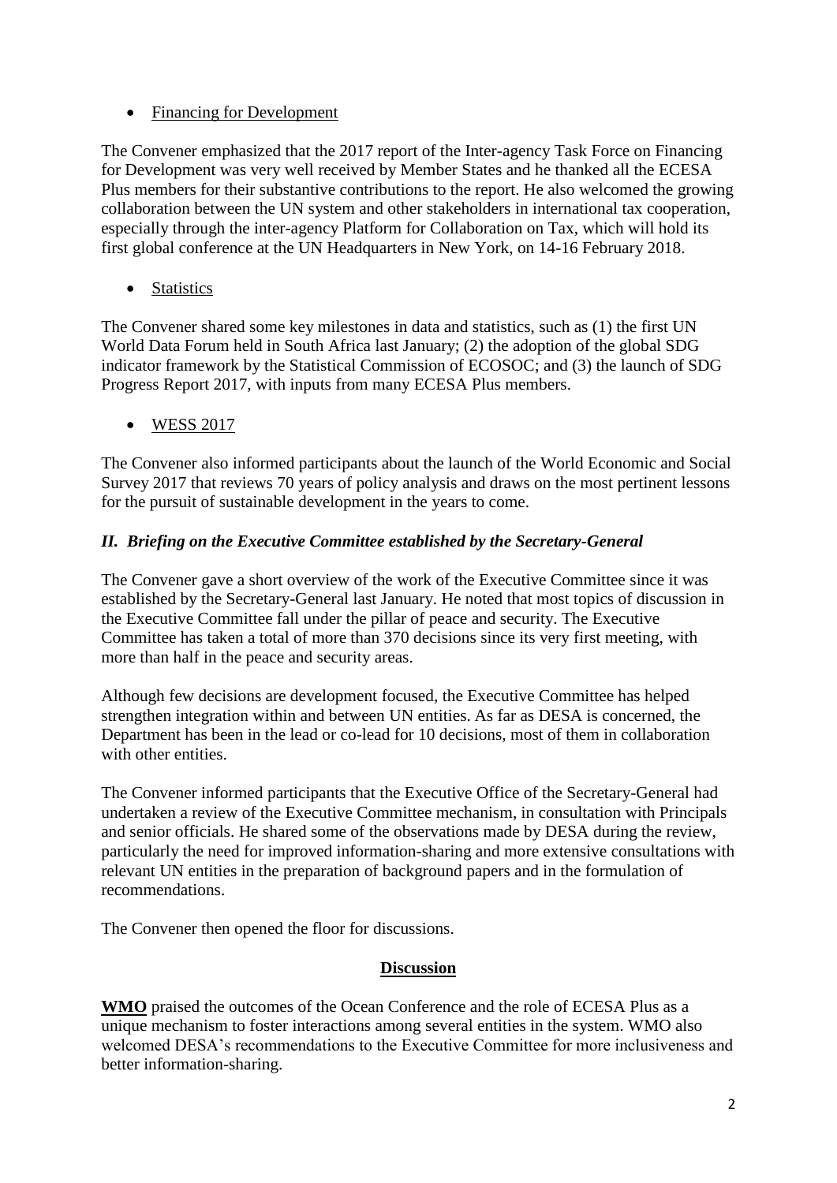- <u>Financing for Development</u>

The Convener emphasized that the 2017 report of the Inter-agency Task Force on Financing for Development was very well received by Member States and he thanked all the ECESA Plus members for their substantive contributions to the report. He also welcomed the growing collaboration between the UN system and other stakeholders in international tax cooperation, especially through the inter-agency Platform for Collaboration on Tax, which will hold its first global conference at the UN Headquarters in New York, on 14-16 February 2018.

- <u>Statistics</u>

The Convener shared some key milestones in data and statistics, such as (1) the first UN World Data Forum held in South Africa last January; (2) the adoption of the global SDG indicator framework by the Statistical Commission of ECOSOC; and (3) the launch of SDG Progress Report 2017, with inputs from many ECESA Plus members.

- <u>WESS 2017</u>

The Convener also informed participants about the launch of the World Economic and Social Survey 2017 that reviews 70 years of policy analysis and draws on the most pertinent lessons for the pursuit of sustainable development in the years to come.

### *II. Briefing on the Executive Committee established by the Secretary-General*

The Convener gave a short overview of the work of the Executive Committee since it was established by the Secretary-General last January. He noted that most topics of discussion in the Executive Committee fall under the pillar of peace and security. The Executive Committee has taken a total of more than 370 decisions since its very first meeting, with more than half in the peace and security areas.

Although few decisions are development focused, the Executive Committee has helped strengthen integration within and between UN entities. As far as DESA is concerned, the Department has been in the lead or co-lead for 10 decisions, most of them in collaboration with other entities.

The Convener informed participants that the Executive Office of the Secretary-General had undertaken a review of the Executive Committee mechanism, in consultation with Principals and senior officials. He shared some of the observations made by DESA during the review, particularly the need for improved information-sharing and more extensive consultations with relevant UN entities in the preparation of background papers and in the formulation of recommendations.

The Convener then opened the floor for discussions.

**<u>Discussion</u>**

**<u>WMO</u>** praised the outcomes of the Ocean Conference and the role of ECESA Plus as a unique mechanism to foster interactions among several entities in the system. WMO also welcomed DESA's recommendations to the Executive Committee for more inclusiveness and better information-sharing.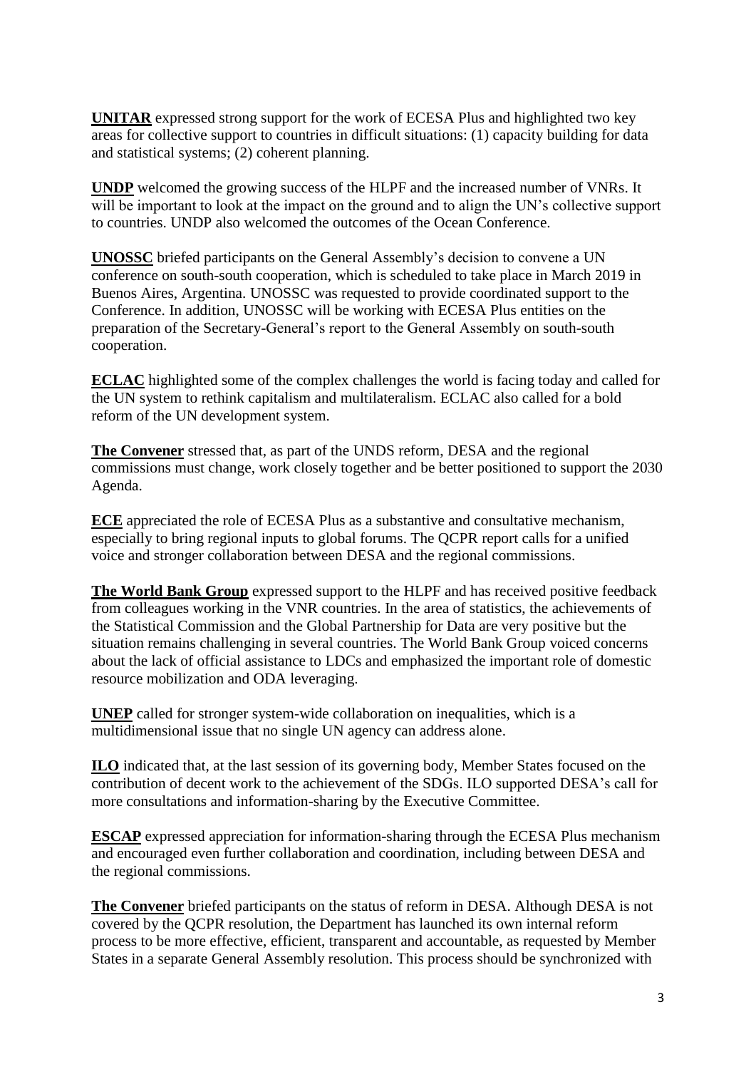**UNITAR** expressed strong support for the work of ECESA Plus and highlighted two key areas for collective support to countries in difficult situations: (1) capacity building for data and statistical systems; (2) coherent planning.

**UNDP** welcomed the growing success of the HLPF and the increased number of VNRs. It will be important to look at the impact on the ground and to align the UN's collective support to countries. UNDP also welcomed the outcomes of the Ocean Conference.

**UNOSSC** briefed participants on the General Assembly's decision to convene a UN conference on south-south cooperation, which is scheduled to take place in March 2019 in Buenos Aires, Argentina. UNOSSC was requested to provide coordinated support to the Conference. In addition, UNOSSC will be working with ECESA Plus entities on the preparation of the Secretary-General's report to the General Assembly on south-south cooperation.

**ECLAC** highlighted some of the complex challenges the world is facing today and called for the UN system to rethink capitalism and multilateralism. ECLAC also called for a bold reform of the UN development system.

**The Convener** stressed that, as part of the UNDS reform, DESA and the regional commissions must change, work closely together and be better positioned to support the 2030 Agenda.

**ECE** appreciated the role of ECESA Plus as a substantive and consultative mechanism, especially to bring regional inputs to global forums. The QCPR report calls for a unified voice and stronger collaboration between DESA and the regional commissions.

**The World Bank Group** expressed support to the HLPF and has received positive feedback from colleagues working in the VNR countries. In the area of statistics, the achievements of the Statistical Commission and the Global Partnership for Data are very positive but the situation remains challenging in several countries. The World Bank Group voiced concerns about the lack of official assistance to LDCs and emphasized the important role of domestic resource mobilization and ODA leveraging.

**UNEP** called for stronger system-wide collaboration on inequalities, which is a multidimensional issue that no single UN agency can address alone.

**ILO** indicated that, at the last session of its governing body, Member States focused on the contribution of decent work to the achievement of the SDGs. ILO supported DESA's call for more consultations and information-sharing by the Executive Committee.

**ESCAP** expressed appreciation for information-sharing through the ECESA Plus mechanism and encouraged even further collaboration and coordination, including between DESA and the regional commissions.

**The Convener** briefed participants on the status of reform in DESA. Although DESA is not covered by the QCPR resolution, the Department has launched its own internal reform process to be more effective, efficient, transparent and accountable, as requested by Member States in a separate General Assembly resolution. This process should be synchronized with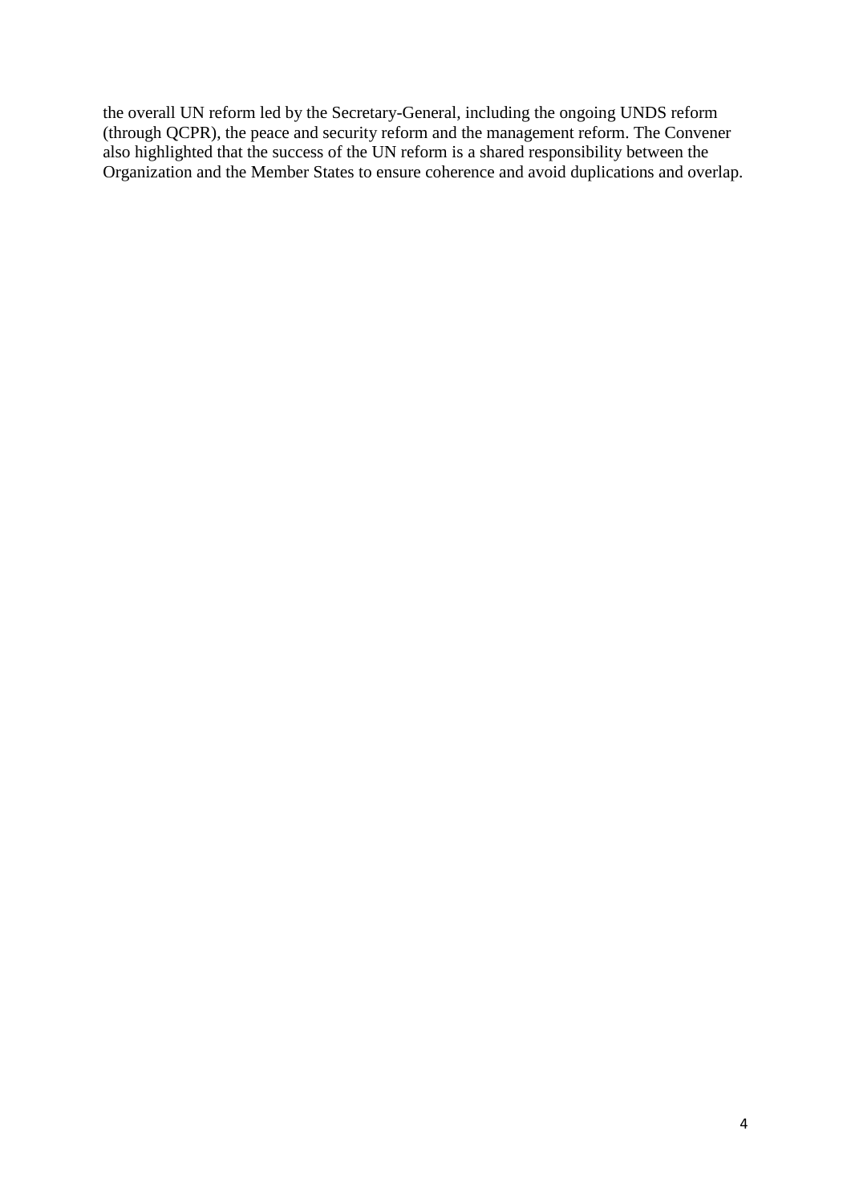the overall UN reform led by the Secretary-General, including the ongoing UNDS reform (through QCPR), the peace and security reform and the management reform. The Convener also highlighted that the success of the UN reform is a shared responsibility between the Organization and the Member States to ensure coherence and avoid duplications and overlap.